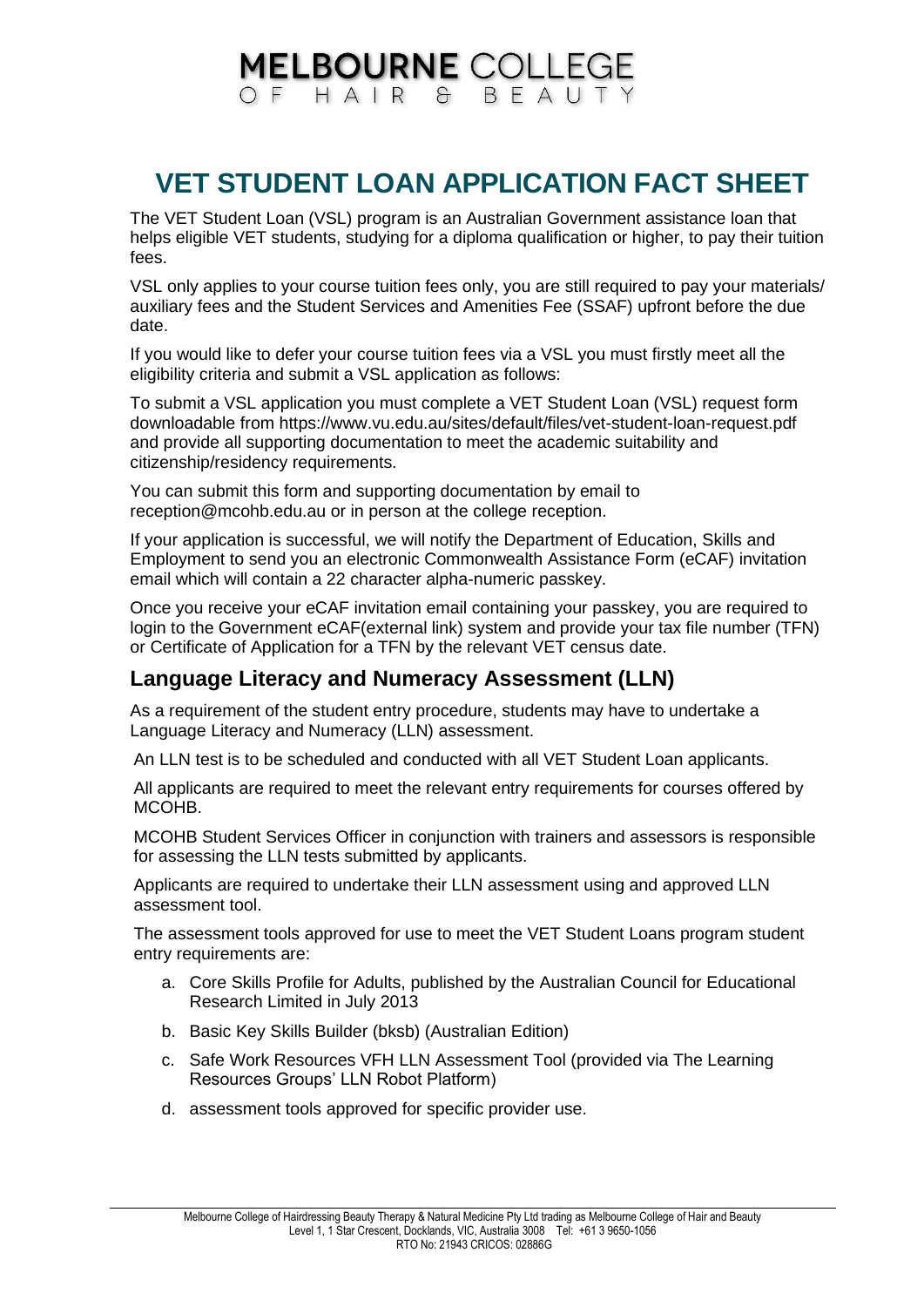# MELBOURNE COLLEGE OF HAIR & BEAUTY

## VET STUDENT LOAN APPLICATION FACT SHEET

The VET Student Loan (VSL) program is an Australian Government assistance loan that helps eligible VET students, studying for a diploma qualification or higher, to pay their tuition fees.

VSL only applies to your course tuition fees only, you are still required to pay your materials/ auxiliary fees and the Student Services and Amenities Fee (SSAF) upfront before the due date.

If you would like to defer your course tuition fees via a VSL you must firstly meet all the eligibility criteria and submit a VSL application as follows:

To submit a VSL application you must complete a VET Student Loan (VSL) request form downloadable from https://www.vu.edu.au/sites/default/files/vet-student-loan-request.pdf and provide all supporting documentation to meet the academic suitability and citizenship/residency requirements.

You can submit this form and supporting documentation by email to reception@mcohb.edu.au or in person at the college reception.

If your application is successful, we will notify the Department of Education, Skills and Employment to send you an electronic Commonwealth Assistance Form (eCAF) invitation email which will contain a 22 character alpha-numeric passkey.

Once you receive your eCAF invitation email containing your passkey, you are required to login to the Government eCAF(external link) system and provide your tax file number (TFN) or Certificate of Application for a TFN by the relevant VET census date.

### Language Literacy and Numeracy Assessment (LLN)

As a requirement of the student entry procedure, students may have to undertake a Language Literacy and Numeracy (LLN) assessment.

An LLN test is to be scheduled and conducted with all VET Student Loan applicants.

All applicants are required to meet the relevant entry requirements for courses offered by MCOHB.

MCOHB Student Services Officer in conjunction with trainers and assessors is responsible for assessing the LLN tests submitted by applicants.

Applicants are required to undertake their LLN assessment using and approved LLN assessment tool.

The assessment tools approved for use to meet the VET Student Loans program student entry requirements are:

a. Core Skills Profile for Adults, published by the Australian Council for Educational Research Limited in July 2013
b. Basic Key Skills Builder (bksb) (Australian Edition)
c. Safe Work Resources VFH LLN Assessment Tool (provided via The Learning Resources Groups' LLN Robot Platform)
d. assessment tools approved for specific provider use.

Melbourne College of Hairdressing Beauty Therapy & Natural Medicine Pty Ltd trading as Melbourne College of Hair and Beauty
Level 1, 1 Star Crescent, Docklands, VIC, Australia 3008 Tel: +61 3 9650-1056
RTO No: 21943 CRICOS: 02886G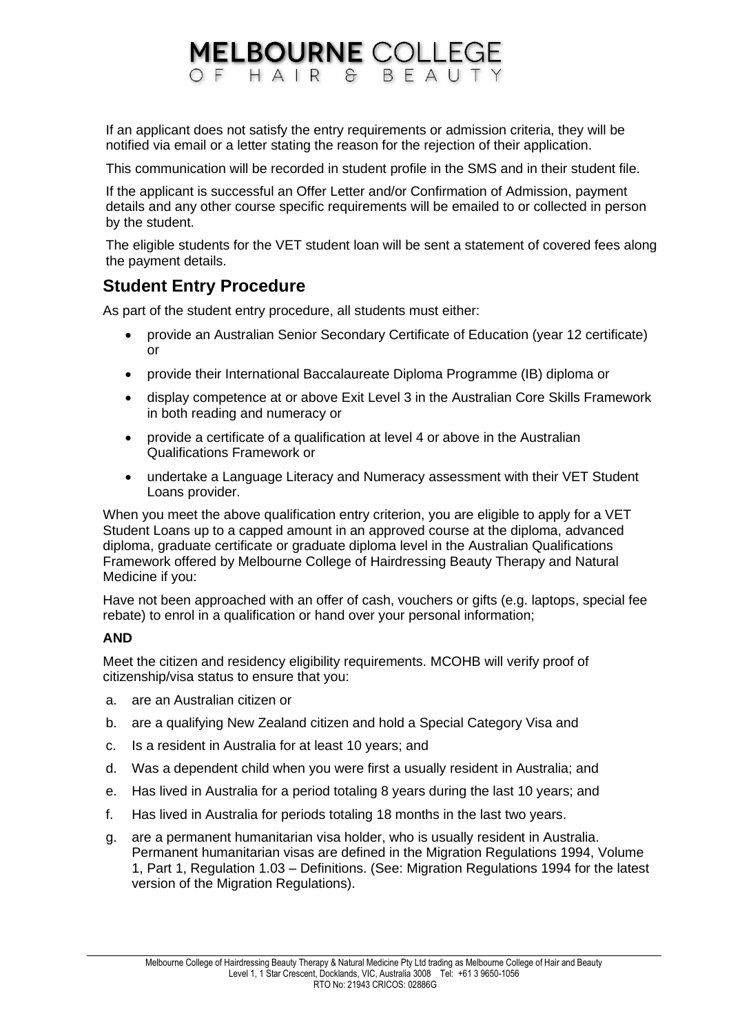If an applicant does not satisfy the entry requirements or admission criteria, they will be notified via email or a letter stating the reason for the rejection of their application.

This communication will be recorded in student profile in the SMS and in their student file.

If the applicant is successful an Offer Letter and/or Confirmation of Admission, payment details and any other course specific requirements will be emailed to or collected in person by the student.

The eligible students for the VET student loan will be sent a statement of covered fees along the payment details.

## Student Entry Procedure

As part of the student entry procedure, all students must either:

- provide an Australian Senior Secondary Certificate of Education (year 12 certificate) or
- provide their International Baccalaureate Diploma Programme (IB) diploma or
- display competence at or above Exit Level 3 in the Australian Core Skills Framework in both reading and numeracy or
- provide a certificate of a qualification at level 4 or above in the Australian Qualifications Framework or
- undertake a Language Literacy and Numeracy assessment with their VET Student Loans provider.

When you meet the above qualification entry criterion, you are eligible to apply for a VET Student Loans up to a capped amount in an approved course at the diploma, advanced diploma, graduate certificate or graduate diploma level in the Australian Qualifications Framework offered by Melbourne College of Hairdressing Beauty Therapy and Natural Medicine if you:

Have not been approached with an offer of cash, vouchers or gifts (e.g. laptops, special fee rebate) to enrol in a qualification or hand over your personal information;

**AND**

Meet the citizen and residency eligibility requirements. MCOHB will verify proof of citizenship/visa status to ensure that you:

a. are an Australian citizen or
b. are a qualifying New Zealand citizen and hold a Special Category Visa and
c. Is a resident in Australia for at least 10 years; and
d. Was a dependent child when you were first a usually resident in Australia; and
e. Has lived in Australia for a period totaling 8 years during the last 10 years; and
f. Has lived in Australia for periods totaling 18 months in the last two years.
g. are a permanent humanitarian visa holder, who is usually resident in Australia. Permanent humanitarian visas are defined in the Migration Regulations 1994, Volume 1, Part 1, Regulation 1.03 – Definitions. (See: Migration Regulations 1994 for the latest version of the Migration Regulations).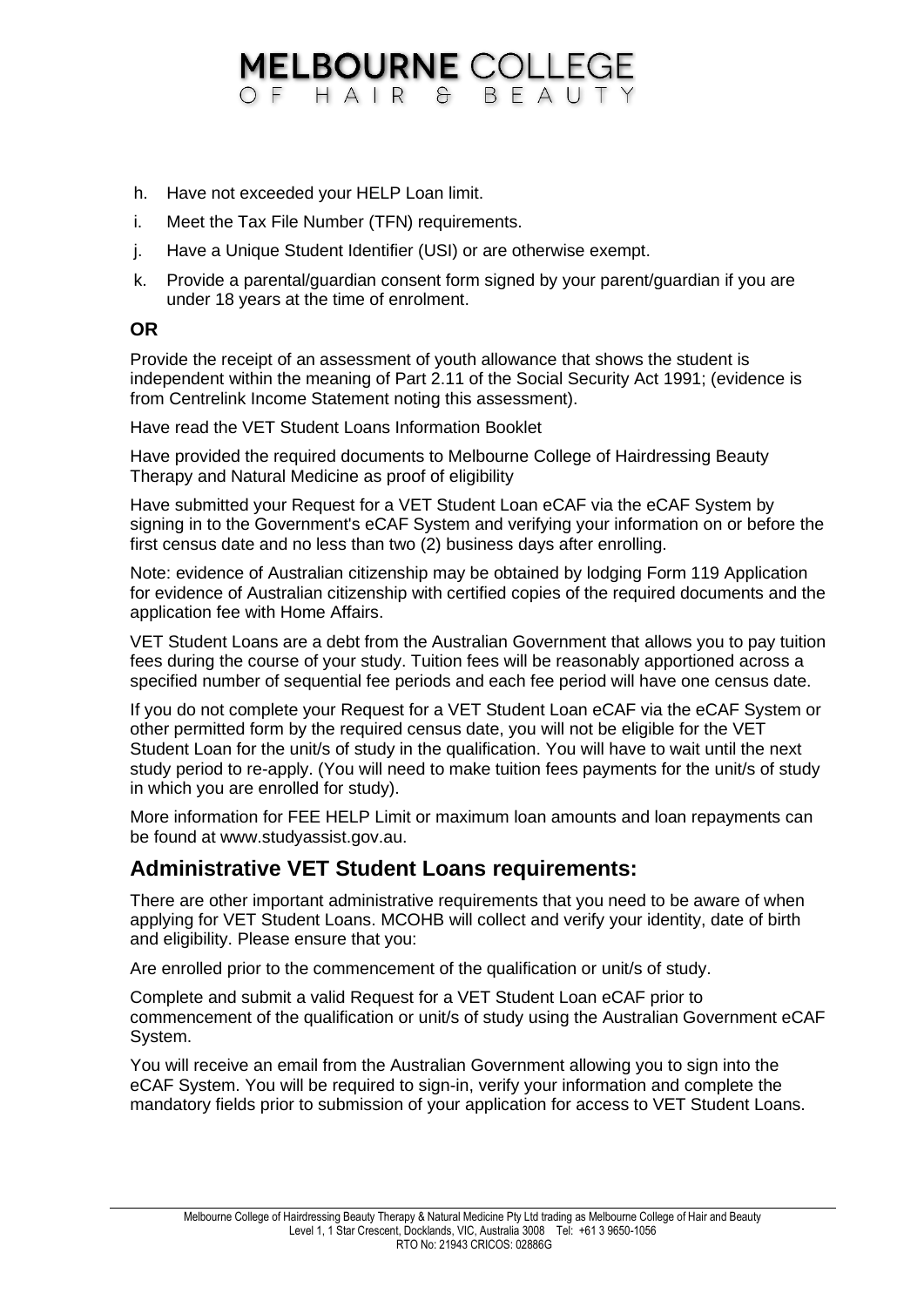h. Have not exceeded your HELP Loan limit.

i. Meet the Tax File Number (TFN) requirements.

j. Have a Unique Student Identifier (USI) or are otherwise exempt.

k. Provide a parental/guardian consent form signed by your parent/guardian if you are under 18 years at the time of enrolment.

**OR**

Provide the receipt of an assessment of youth allowance that shows the student is independent within the meaning of Part 2.11 of the Social Security Act 1991; (evidence is from Centrelink Income Statement noting this assessment).

Have read the VET Student Loans Information Booklet

Have provided the required documents to Melbourne College of Hairdressing Beauty Therapy and Natural Medicine as proof of eligibility

Have submitted your Request for a VET Student Loan eCAF via the eCAF System by signing in to the Government's eCAF System and verifying your information on or before the first census date and no less than two (2) business days after enrolling.

Note: evidence of Australian citizenship may be obtained by lodging Form 119 Application for evidence of Australian citizenship with certified copies of the required documents and the application fee with Home Affairs.

VET Student Loans are a debt from the Australian Government that allows you to pay tuition fees during the course of your study. Tuition fees will be reasonably apportioned across a specified number of sequential fee periods and each fee period will have one census date.

If you do not complete your Request for a VET Student Loan eCAF via the eCAF System or other permitted form by the required census date, you will not be eligible for the VET Student Loan for the unit/s of study in the qualification. You will have to wait until the next study period to re-apply. (You will need to make tuition fees payments for the unit/s of study in which you are enrolled for study).

More information for FEE HELP Limit or maximum loan amounts and loan repayments can be found at www.studyassist.gov.au.

## Administrative VET Student Loans requirements:

There are other important administrative requirements that you need to be aware of when applying for VET Student Loans. MCOHB will collect and verify your identity, date of birth and eligibility. Please ensure that you:

Are enrolled prior to the commencement of the qualification or unit/s of study.

Complete and submit a valid Request for a VET Student Loan eCAF prior to commencement of the qualification or unit/s of study using the Australian Government eCAF System.

You will receive an email from the Australian Government allowing you to sign into the eCAF System. You will be required to sign-in, verify your information and complete the mandatory fields prior to submission of your application for access to VET Student Loans.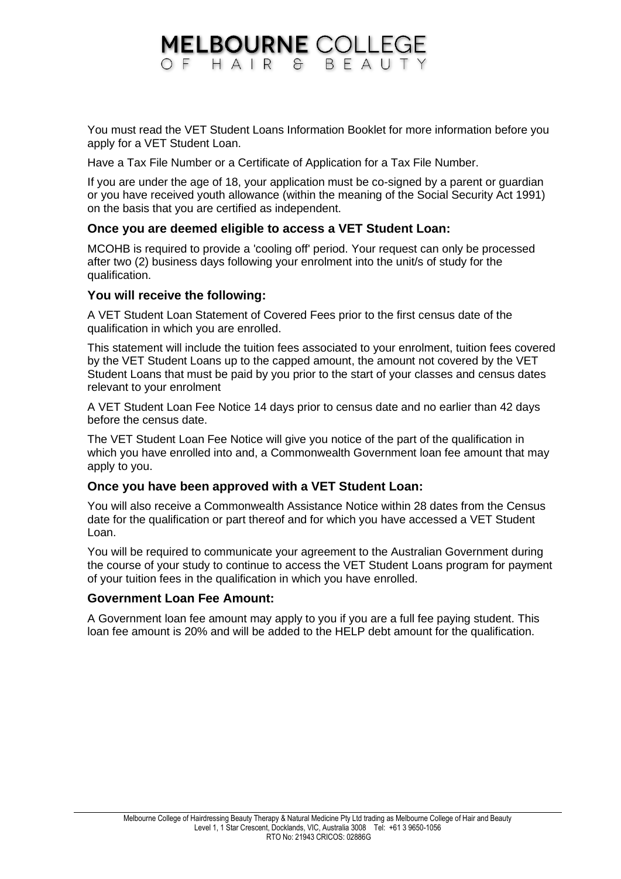You must read the VET Student Loans Information Booklet for more information before you apply for a VET Student Loan.

Have a Tax File Number or a Certificate of Application for a Tax File Number.

If you are under the age of 18, your application must be co-signed by a parent or guardian or you have received youth allowance (within the meaning of the Social Security Act 1991) on the basis that you are certified as independent.

### Once you are deemed eligible to access a VET Student Loan:

MCOHB is required to provide a 'cooling off' period. Your request can only be processed after two (2) business days following your enrolment into the unit/s of study for the qualification.

### You will receive the following:

A VET Student Loan Statement of Covered Fees prior to the first census date of the qualification in which you are enrolled.

This statement will include the tuition fees associated to your enrolment, tuition fees covered by the VET Student Loans up to the capped amount, the amount not covered by the VET Student Loans that must be paid by you prior to the start of your classes and census dates relevant to your enrolment

A VET Student Loan Fee Notice 14 days prior to census date and no earlier than 42 days before the census date.

The VET Student Loan Fee Notice will give you notice of the part of the qualification in which you have enrolled into and, a Commonwealth Government loan fee amount that may apply to you.

### Once you have been approved with a VET Student Loan:

You will also receive a Commonwealth Assistance Notice within 28 dates from the Census date for the qualification or part thereof and for which you have accessed a VET Student Loan.

You will be required to communicate your agreement to the Australian Government during the course of your study to continue to access the VET Student Loans program for payment of your tuition fees in the qualification in which you have enrolled.

### Government Loan Fee Amount:

A Government loan fee amount may apply to you if you are a full fee paying student. This loan fee amount is 20% and will be added to the HELP debt amount for the qualification.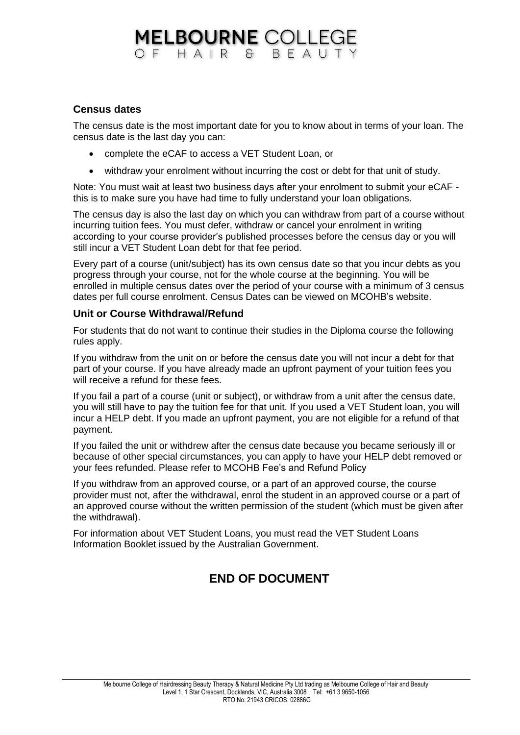### Census dates

The census date is the most important date for you to know about in terms of your loan. The census date is the last day you can:

- complete the eCAF to access a VET Student Loan, or
- withdraw your enrolment without incurring the cost or debt for that unit of study.

Note: You must wait at least two business days after your enrolment to submit your eCAF - this is to make sure you have had time to fully understand your loan obligations.

The census day is also the last day on which you can withdraw from part of a course without incurring tuition fees. You must defer, withdraw or cancel your enrolment in writing according to your course provider's published processes before the census day or you will still incur a VET Student Loan debt for that fee period.

Every part of a course (unit/subject) has its own census date so that you incur debts as you progress through your course, not for the whole course at the beginning. You will be enrolled in multiple census dates over the period of your course with a minimum of 3 census dates per full course enrolment. Census Dates can be viewed on MCOHB's website.

### Unit or Course Withdrawal/Refund

For students that do not want to continue their studies in the Diploma course the following rules apply.

If you withdraw from the unit on or before the census date you will not incur a debt for that part of your course. If you have already made an upfront payment of your tuition fees you will receive a refund for these fees.

If you fail a part of a course (unit or subject), or withdraw from a unit after the census date, you will still have to pay the tuition fee for that unit. If you used a VET Student loan, you will incur a HELP debt. If you made an upfront payment, you are not eligible for a refund of that payment.

If you failed the unit or withdrew after the census date because you became seriously ill or because of other special circumstances, you can apply to have your HELP debt removed or your fees refunded. Please refer to MCOHB Fee's and Refund Policy

If you withdraw from an approved course, or a part of an approved course, the course provider must not, after the withdrawal, enrol the student in an approved course or a part of an approved course without the written permission of the student (which must be given after the withdrawal).

For information about VET Student Loans, you must read the VET Student Loans Information Booklet issued by the Australian Government.

## END OF DOCUMENT